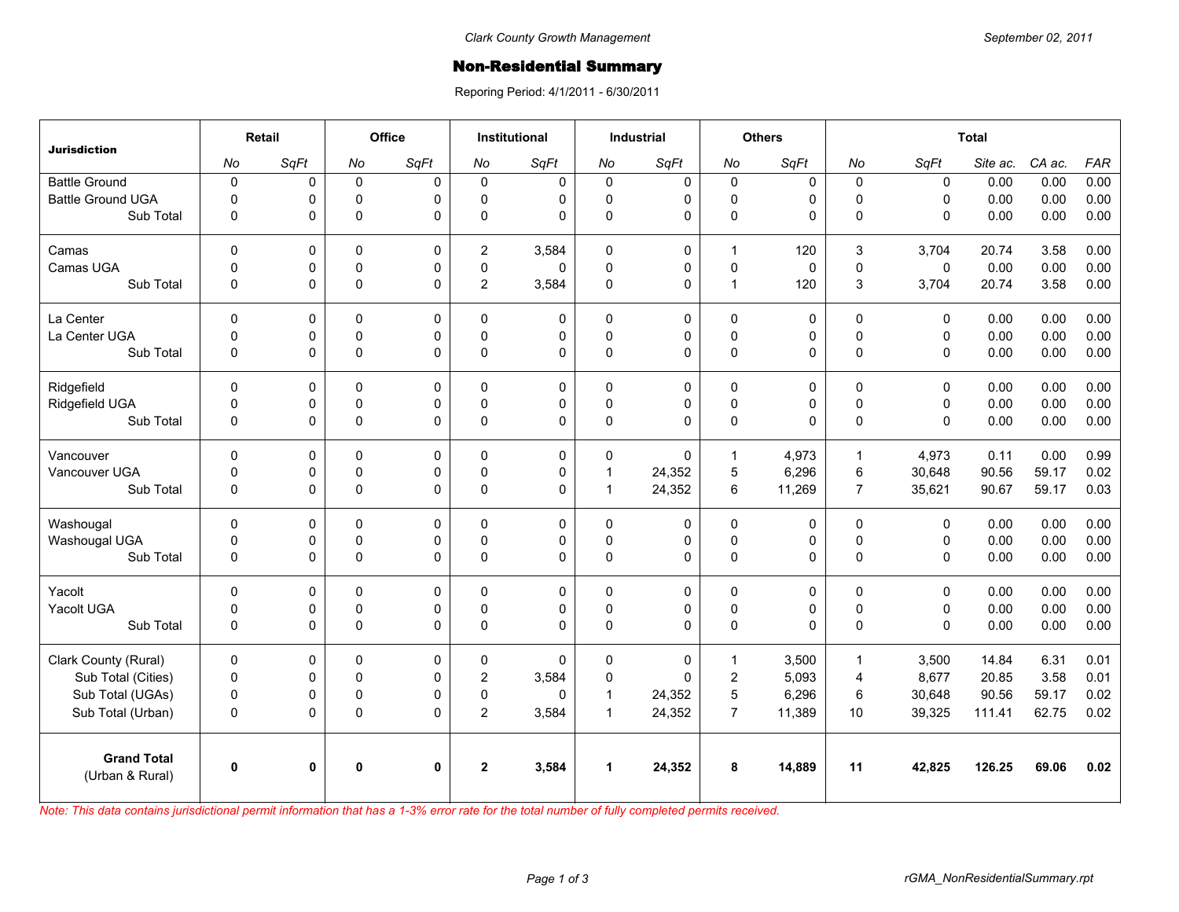Clark County Growth Management

September 02, 2011

# Non-Residential Summary

Reporing Period: 4/1/2011 - 6/30/2011

| Jurisdiction | Retail | | Office | | Institutional | | Industrial | | Others | | Total | | | | |
|---|---|---|---|---|---|---|---|---|---|---|---|---|---|---|---|
| | No | SqFt | No | SqFt | No | SqFt | No | SqFt | No | SqFt | No | SqFt | Site ac. | CA ac. | FAR |
| Battle Ground | 0 | 0 | 0 | 0 | 0 | 0 | 0 | 0 | 0 | 0 | 0 | 0 | 0.00 | 0.00 | 0.00 |
| Battle Ground UGA | 0 | 0 | 0 | 0 | 0 | 0 | 0 | 0 | 0 | 0 | 0 | 0 | 0.00 | 0.00 | 0.00 |
| Sub Total | 0 | 0 | 0 | 0 | 0 | 0 | 0 | 0 | 0 | 0 | 0 | 0 | 0.00 | 0.00 | 0.00 |
| Camas | 0 | 0 | 0 | 0 | 2 | 3,584 | 0 | 0 | 1 | 120 | 3 | 3,704 | 20.74 | 3.58 | 0.00 |
| Camas UGA | 0 | 0 | 0 | 0 | 0 | 0 | 0 | 0 | 0 | 0 | 0 | 0 | 0.00 | 0.00 | 0.00 |
| Sub Total | 0 | 0 | 0 | 0 | 2 | 3,584 | 0 | 0 | 1 | 120 | 3 | 3,704 | 20.74 | 3.58 | 0.00 |
| La Center | 0 | 0 | 0 | 0 | 0 | 0 | 0 | 0 | 0 | 0 | 0 | 0 | 0.00 | 0.00 | 0.00 |
| La Center UGA | 0 | 0 | 0 | 0 | 0 | 0 | 0 | 0 | 0 | 0 | 0 | 0 | 0.00 | 0.00 | 0.00 |
| Sub Total | 0 | 0 | 0 | 0 | 0 | 0 | 0 | 0 | 0 | 0 | 0 | 0 | 0.00 | 0.00 | 0.00 |
| Ridgefield | 0 | 0 | 0 | 0 | 0 | 0 | 0 | 0 | 0 | 0 | 0 | 0 | 0.00 | 0.00 | 0.00 |
| Ridgefield UGA | 0 | 0 | 0 | 0 | 0 | 0 | 0 | 0 | 0 | 0 | 0 | 0 | 0.00 | 0.00 | 0.00 |
| Sub Total | 0 | 0 | 0 | 0 | 0 | 0 | 0 | 0 | 0 | 0 | 0 | 0 | 0.00 | 0.00 | 0.00 |
| Vancouver | 0 | 0 | 0 | 0 | 0 | 0 | 0 | 0 | 1 | 4,973 | 1 | 4,973 | 0.11 | 0.00 | 0.99 |
| Vancouver UGA | 0 | 0 | 0 | 0 | 0 | 0 | 1 | 24,352 | 5 | 6,296 | 6 | 30,648 | 90.56 | 59.17 | 0.02 |
| Sub Total | 0 | 0 | 0 | 0 | 0 | 0 | 1 | 24,352 | 6 | 11,269 | 7 | 35,621 | 90.67 | 59.17 | 0.03 |
| Washougal | 0 | 0 | 0 | 0 | 0 | 0 | 0 | 0 | 0 | 0 | 0 | 0 | 0.00 | 0.00 | 0.00 |
| Washougal UGA | 0 | 0 | 0 | 0 | 0 | 0 | 0 | 0 | 0 | 0 | 0 | 0 | 0.00 | 0.00 | 0.00 |
| Sub Total | 0 | 0 | 0 | 0 | 0 | 0 | 0 | 0 | 0 | 0 | 0 | 0 | 0.00 | 0.00 | 0.00 |
| Yacolt | 0 | 0 | 0 | 0 | 0 | 0 | 0 | 0 | 0 | 0 | 0 | 0 | 0.00 | 0.00 | 0.00 |
| Yacolt UGA | 0 | 0 | 0 | 0 | 0 | 0 | 0 | 0 | 0 | 0 | 0 | 0 | 0.00 | 0.00 | 0.00 |
| Sub Total | 0 | 0 | 0 | 0 | 0 | 0 | 0 | 0 | 0 | 0 | 0 | 0 | 0.00 | 0.00 | 0.00 |
| Clark County (Rural) | 0 | 0 | 0 | 0 | 0 | 0 | 0 | 0 | 1 | 3,500 | 1 | 3,500 | 14.84 | 6.31 | 0.01 |
| Sub Total (Cities) | 0 | 0 | 0 | 0 | 2 | 3,584 | 0 | 0 | 2 | 5,093 | 4 | 8,677 | 20.85 | 3.58 | 0.01 |
| Sub Total (UGAs) | 0 | 0 | 0 | 0 | 0 | 0 | 1 | 24,352 | 5 | 6,296 | 6 | 30,648 | 90.56 | 59.17 | 0.02 |
| Sub Total (Urban) | 0 | 0 | 0 | 0 | 2 | 3,584 | 1 | 24,352 | 7 | 11,389 | 10 | 39,325 | 111.41 | 62.75 | 0.02 |
| **Grand Total** (Urban & Rural) | **0** | **0** | **0** | **0** | **2** | **3,584** | **1** | **24,352** | **8** | **14,889** | **11** | **42,825** | **126.25** | **69.06** | **0.02** |

*Note: This data contains jurisdictional permit information that has a 1-3% error rate for the total number of fully completed permits received.*

rGMA_NonResidentialSummary.rpt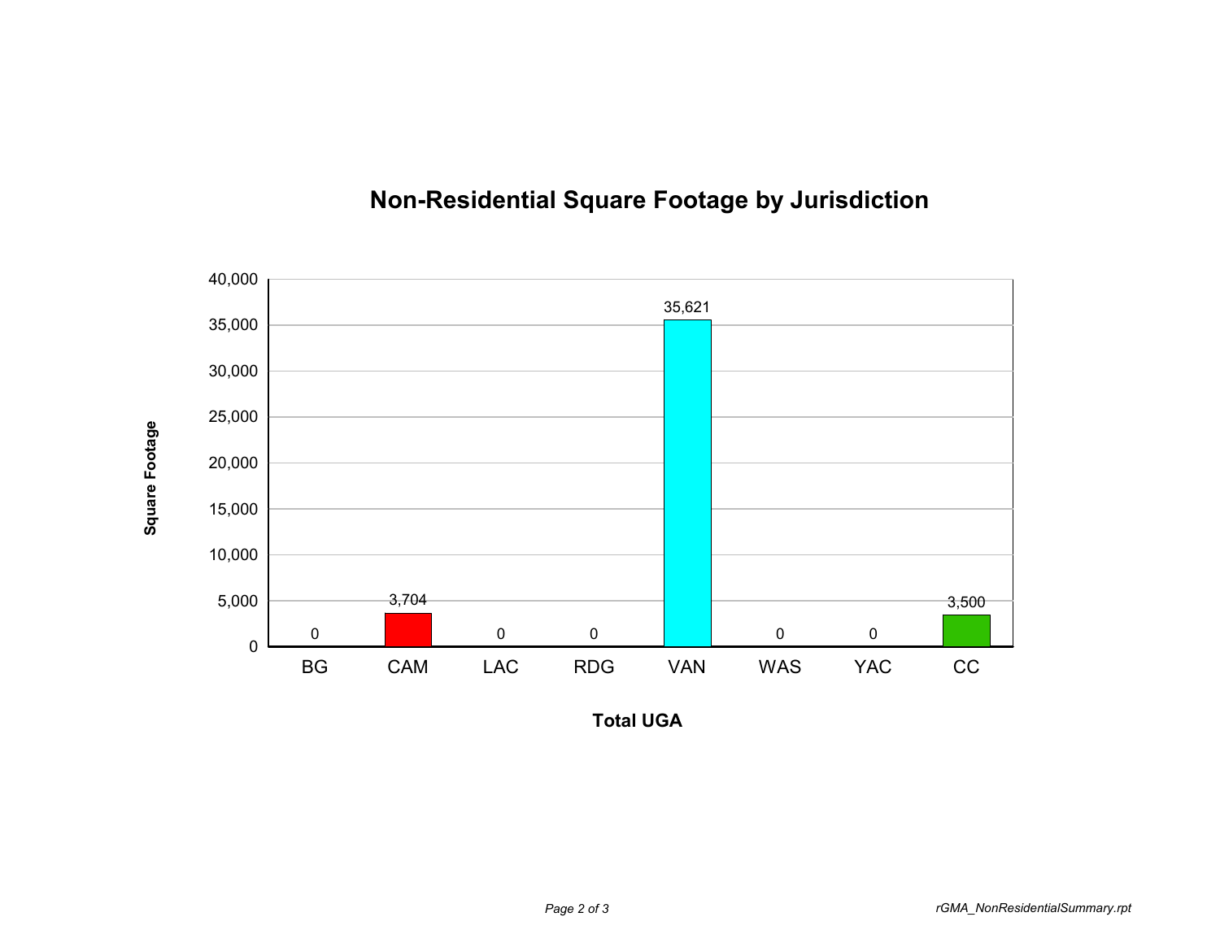## Non-Residential Square Footage by Jurisdiction

| Total UGA | Square Footage |
|---|---|
| BG | 0 |
| CAM | 3,704 |
| LAC | 0 |
| RDG | 0 |
| VAN | 35,621 |
| WAS | 0 |
| YAC | 0 |
| CC | 3,500 |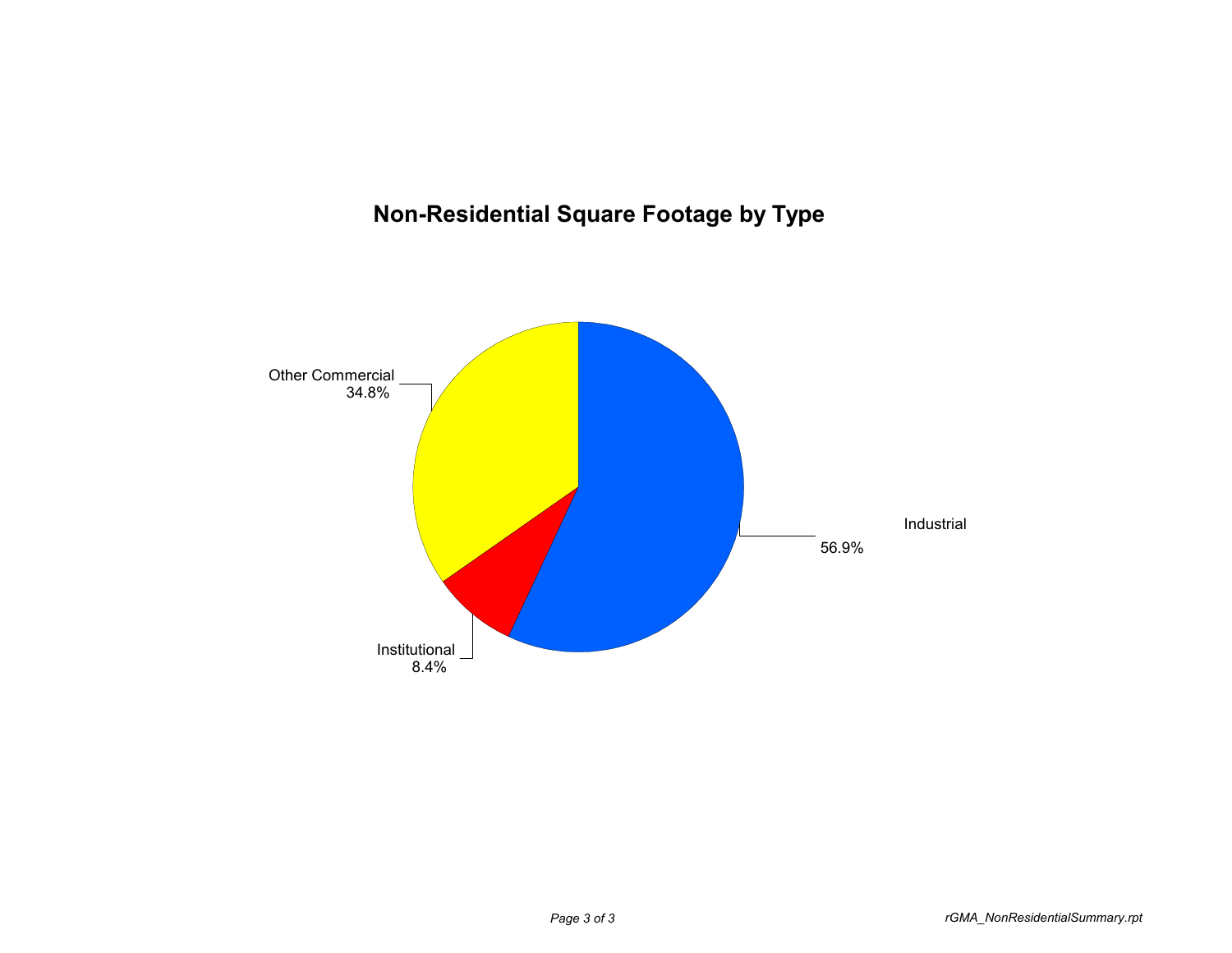## Non-Residential Square Footage by Type

Other Commercial
34.8%

Industrial
56.9%

Institutional
8.4%

*rGMA_NonResidentialSummary.rpt*